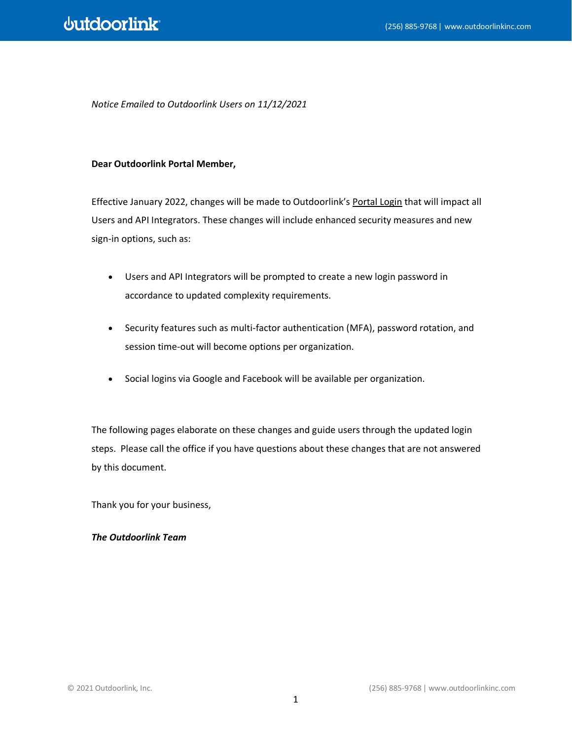*Notice Emailed to Outdoorlink Users on 11/12/2021*

**Dear Outdoorlink Portal Member,**

Effective January 2022, changes will be made to Outdoorlink's Portal Login that will impact all Users and API Integrators. These changes will include enhanced security measures and new sign-in options, such as:

- Users and API Integrators will be prompted to create a new login password in accordance to updated complexity requirements.
- Security features such as multi-factor authentication (MFA), password rotation, and session time-out will become options per organization.
- Social logins via Google and Facebook will be available per organization.

The following pages elaborate on these changes and guide users through the updated login steps. Please call the office if you have questions about these changes that are not answered by this document.

Thank you for your business,

***The Outdoorlink Team***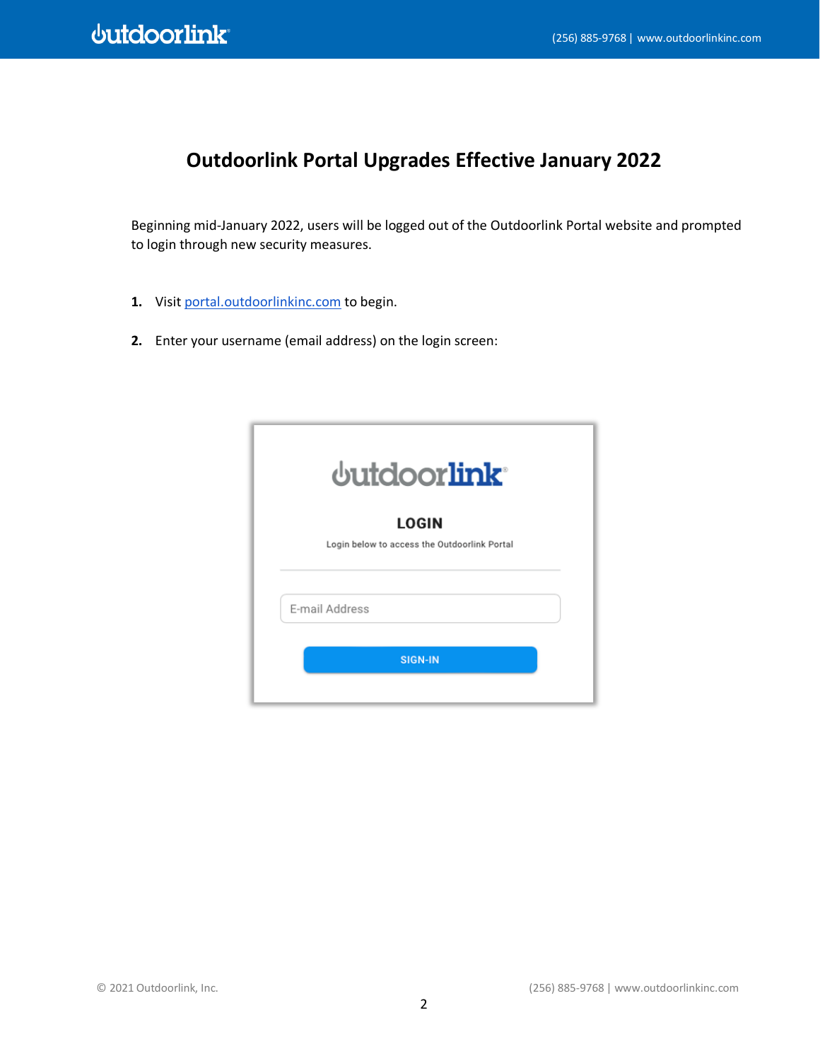# Outdoorlink Portal Upgrades Effective January 2022

Beginning mid-January 2022, users will be logged out of the Outdoorlink Portal website and prompted to login through new security measures.

1. Visit [portal.outdoorlinkinc.com](portal.outdoorlinkinc.com) to begin.

2. Enter your username (email address) on the login screen: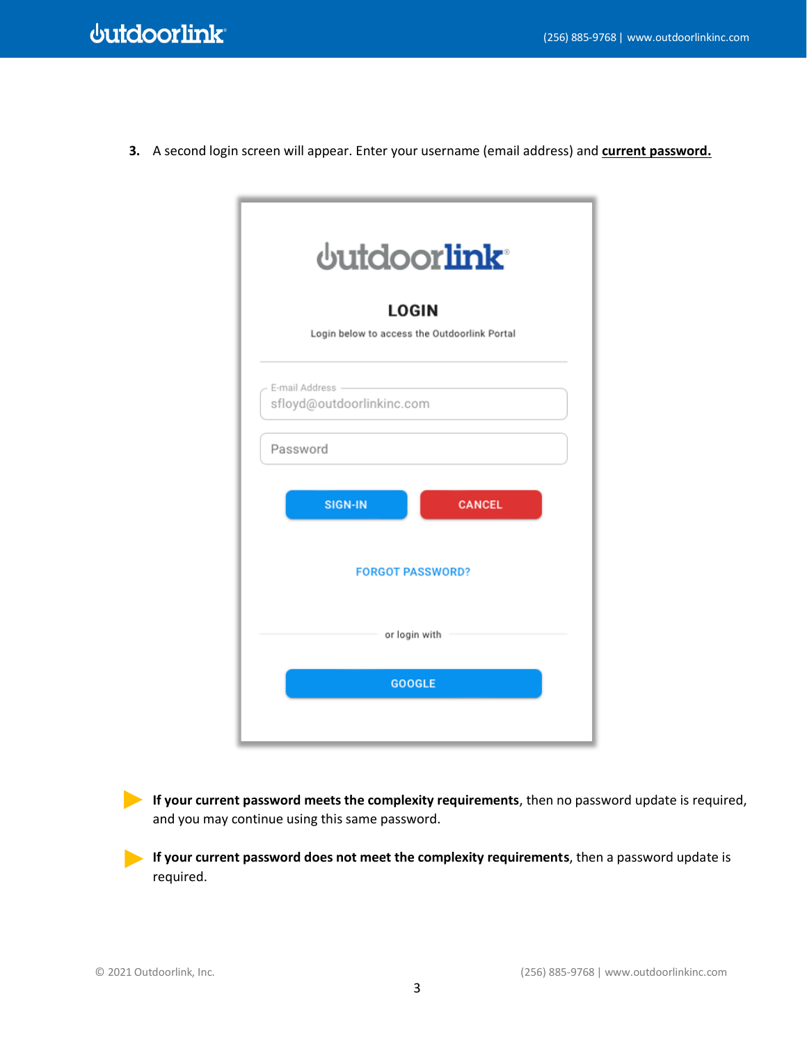3. A second login screen will appear. Enter your username (email address) and **current password.**

LOGIN

Login below to access the Outdoorlink Portal

E-mail Address
sfloyd@outdoorlinkinc.com

Password

SIGN-IN CANCEL

FORGOT PASSWORD?

or login with

GOOGLE

- **If your current password meets the complexity requirements**, then no password update is required, and you may continue using this same password.
- **If your current password does not meet the complexity requirements**, then a password update is required.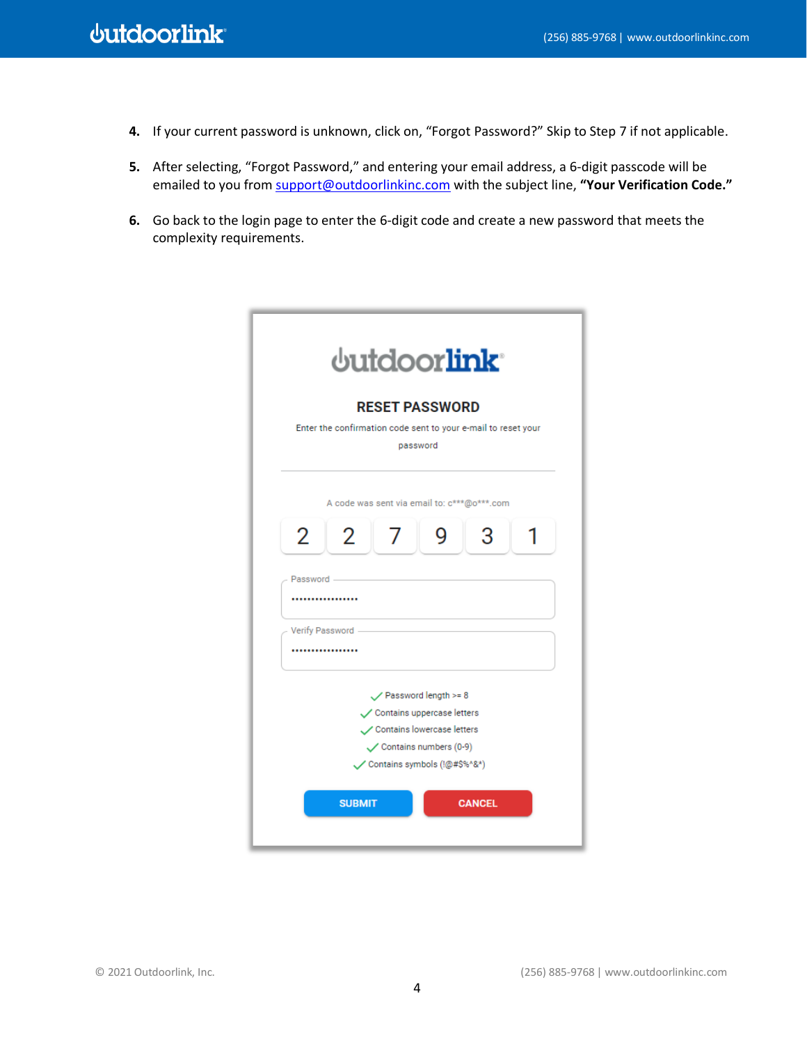4. If your current password is unknown, click on, "Forgot Password?" Skip to Step 7 if not applicable.

5. After selecting, "Forgot Password," and entering your email address, a 6-digit passcode will be emailed to you from support@outdoorlinkinc.com with the subject line, **"Your Verification Code."**

6. Go back to the login page to enter the 6-digit code and create a new password that meets the complexity requirements.

outdoorlink

**RESET PASSWORD**

Enter the confirmation code sent to your e-mail to reset your password

A code was sent via email to: c***@o***.com

2 2 7 9 3 1

Password

••••••••••••••••••

Verify Password

••••••••••••••••••

✓ Password length >= 8
✓ Contains uppercase letters
✓ Contains lowercase letters
✓ Contains numbers (0-9)
✓ Contains symbols (!@#$%^&*)

SUBMIT CANCEL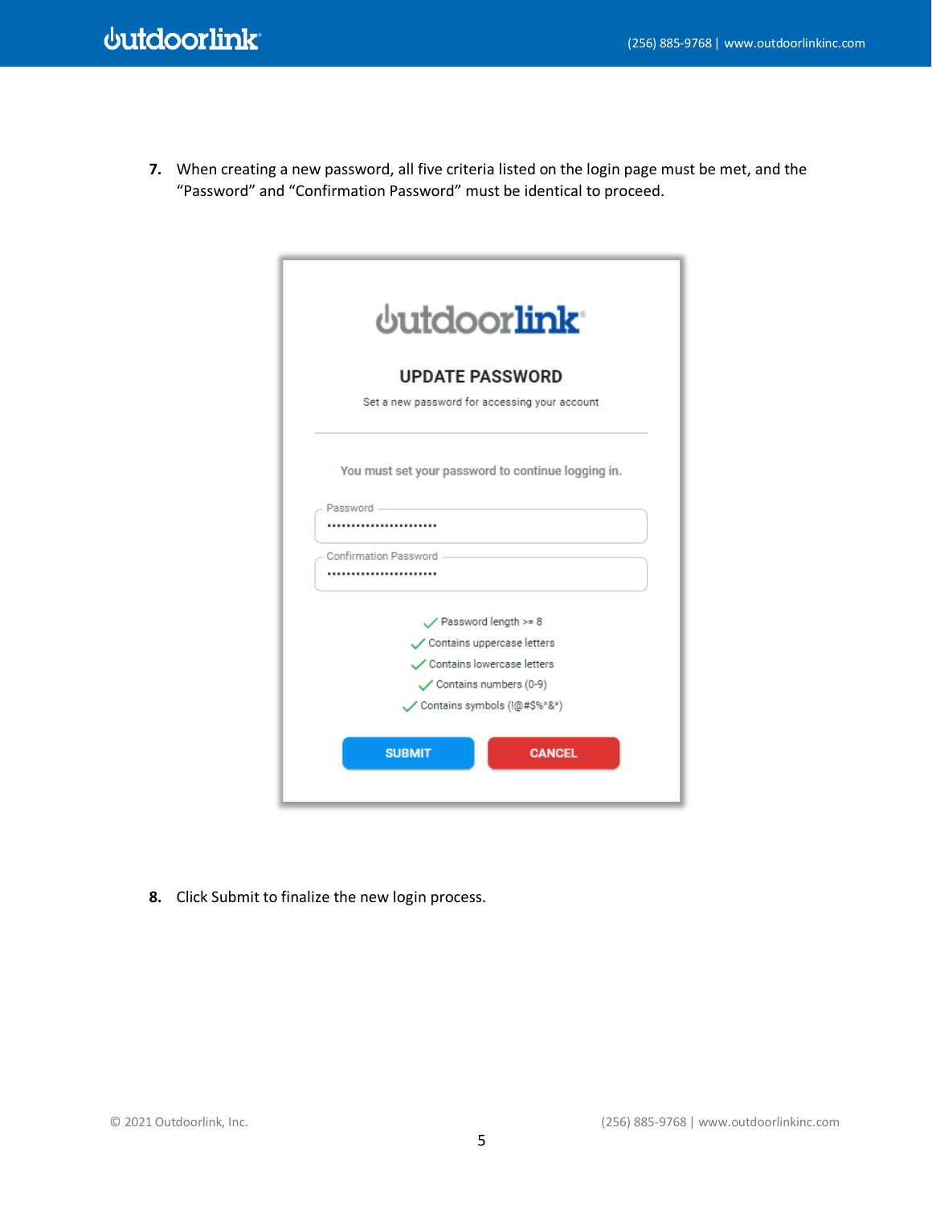7. When creating a new password, all five criteria listed on the login page must be met, and the “Password” and “Confirmation Password” must be identical to proceed.

outdoorlink

UPDATE PASSWORD

Set a new password for accessing your account

You must set your password to continue logging in.

Password

Confirmation Password

✓ Password length >= 8
✓ Contains uppercase letters
✓ Contains lowercase letters
✓ Contains numbers (0-9)
✓ Contains symbols (!@#$%^&*)

SUBMIT CANCEL

8. Click Submit to finalize the new login process.